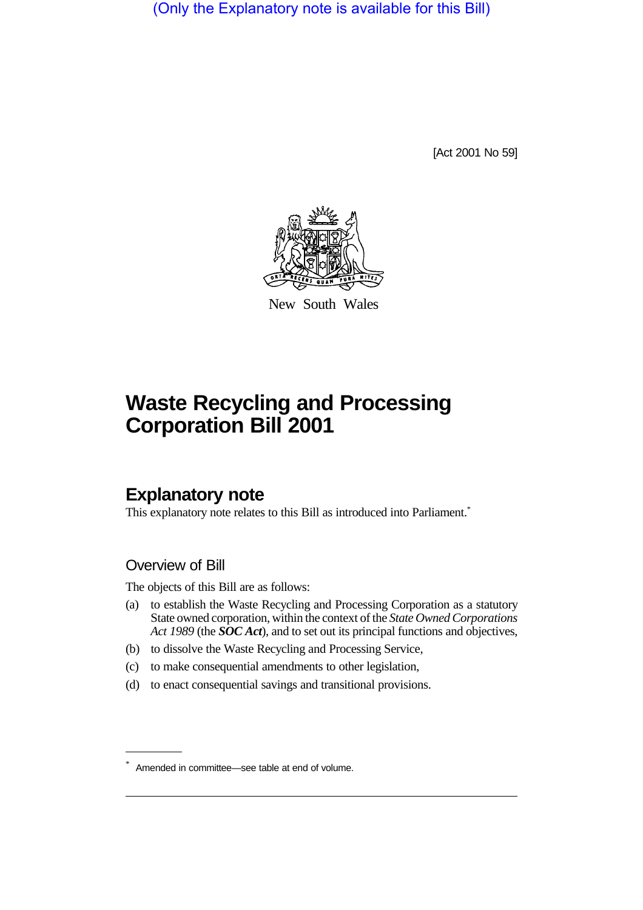(Only the Explanatory note is available for this Bill)

[Act 2001 No 59]

New South Wales

# Waste Recycling and Processing Corporation Bill 2001

## Explanatory note

This explanatory note relates to this Bill as introduced into Parliament.*

### Overview of Bill

The objects of this Bill are as follows:

(a) to establish the Waste Recycling and Processing Corporation as a statutory State owned corporation, within the context of the *State Owned Corporations Act 1989* (the ***SOC Act***), and to set out its principal functions and objectives,

(b) to dissolve the Waste Recycling and Processing Service,

(c) to make consequential amendments to other legislation,

(d) to enact consequential savings and transitional provisions.

---

\* Amended in committee—see table at end of volume.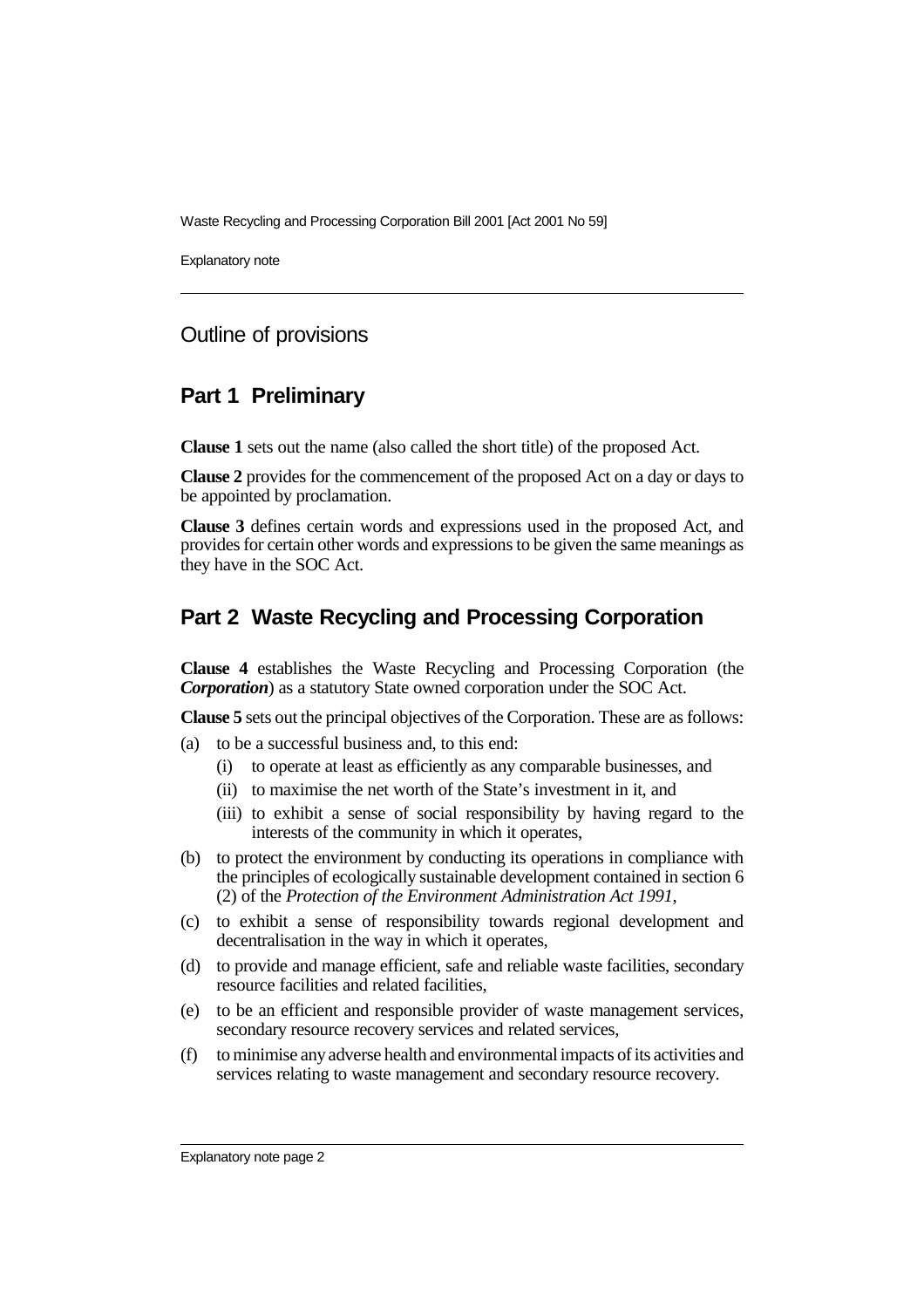## Outline of provisions

## Part 1 Preliminary

**Clause 1** sets out the name (also called the short title) of the proposed Act.

**Clause 2** provides for the commencement of the proposed Act on a day or days to be appointed by proclamation.

**Clause 3** defines certain words and expressions used in the proposed Act, and provides for certain other words and expressions to be given the same meanings as they have in the SOC Act.

## Part 2 Waste Recycling and Processing Corporation

**Clause 4** establishes the Waste Recycling and Processing Corporation (the ***Corporation***) as a statutory State owned corporation under the SOC Act.

**Clause 5** sets out the principal objectives of the Corporation. These are as follows:

(a) to be a successful business and, to this end:

   (i) to operate at least as efficiently as any comparable businesses, and

   (ii) to maximise the net worth of the State's investment in it, and

   (iii) to exhibit a sense of social responsibility by having regard to the interests of the community in which it operates,

(b) to protect the environment by conducting its operations in compliance with the principles of ecologically sustainable development contained in section 6 (2) of the *Protection of the Environment Administration Act 1991*,

(c) to exhibit a sense of responsibility towards regional development and decentralisation in the way in which it operates,

(d) to provide and manage efficient, safe and reliable waste facilities, secondary resource facilities and related facilities,

(e) to be an efficient and responsible provider of waste management services, secondary resource recovery services and related services,

(f) to minimise any adverse health and environmental impacts of its activities and services relating to waste management and secondary resource recovery.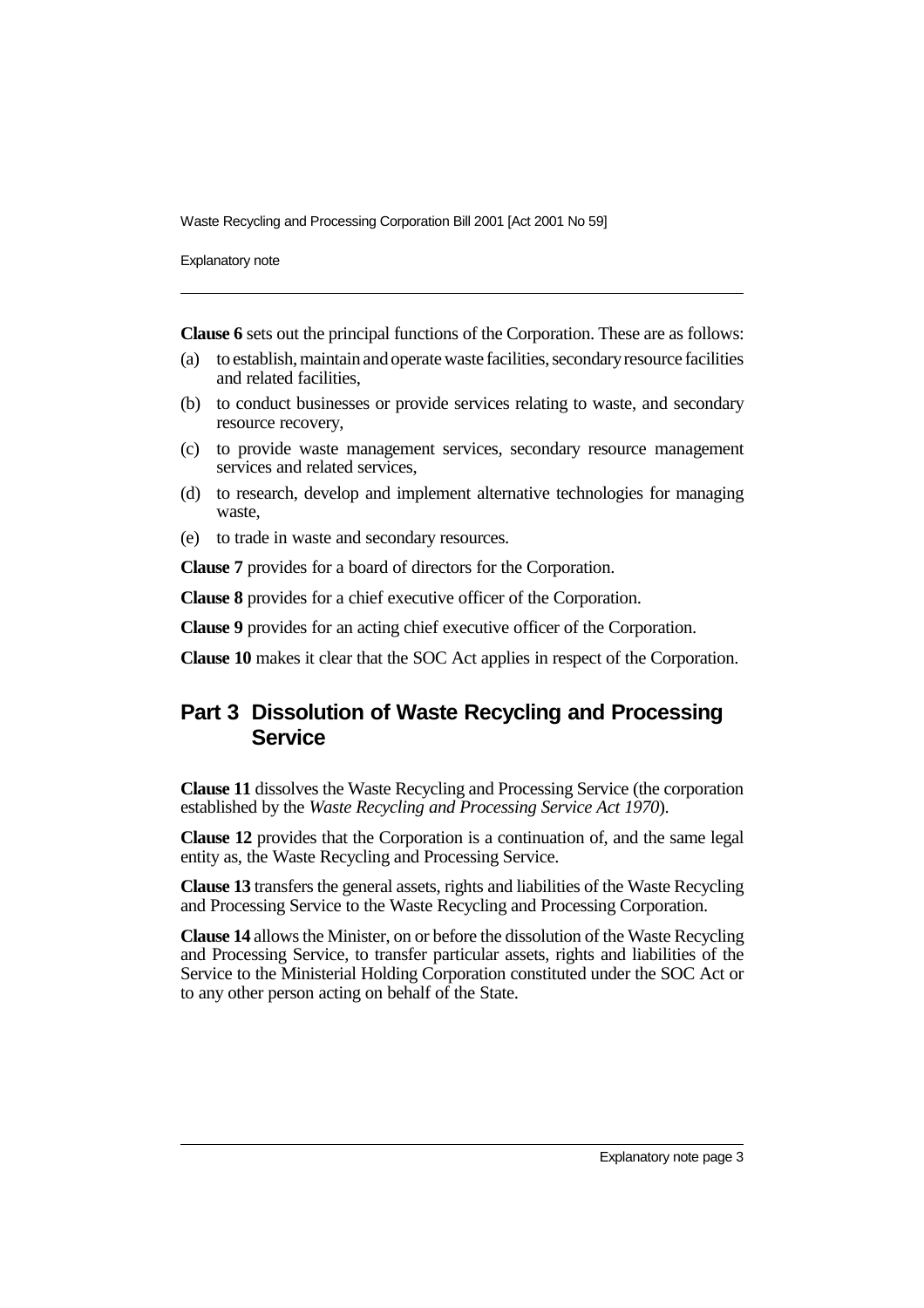**Clause 6** sets out the principal functions of the Corporation. These are as follows:

(a) to establish, maintain and operate waste facilities, secondary resource facilities and related facilities,

(b) to conduct businesses or provide services relating to waste, and secondary resource recovery,

(c) to provide waste management services, secondary resource management services and related services,

(d) to research, develop and implement alternative technologies for managing waste,

(e) to trade in waste and secondary resources.

**Clause 7** provides for a board of directors for the Corporation.

**Clause 8** provides for a chief executive officer of the Corporation.

**Clause 9** provides for an acting chief executive officer of the Corporation.

**Clause 10** makes it clear that the SOC Act applies in respect of the Corporation.

## Part 3 Dissolution of Waste Recycling and Processing Service

**Clause 11** dissolves the Waste Recycling and Processing Service (the corporation established by the *Waste Recycling and Processing Service Act 1970*).

**Clause 12** provides that the Corporation is a continuation of, and the same legal entity as, the Waste Recycling and Processing Service.

**Clause 13** transfers the general assets, rights and liabilities of the Waste Recycling and Processing Service to the Waste Recycling and Processing Corporation.

**Clause 14** allows the Minister, on or before the dissolution of the Waste Recycling and Processing Service, to transfer particular assets, rights and liabilities of the Service to the Ministerial Holding Corporation constituted under the SOC Act or to any other person acting on behalf of the State.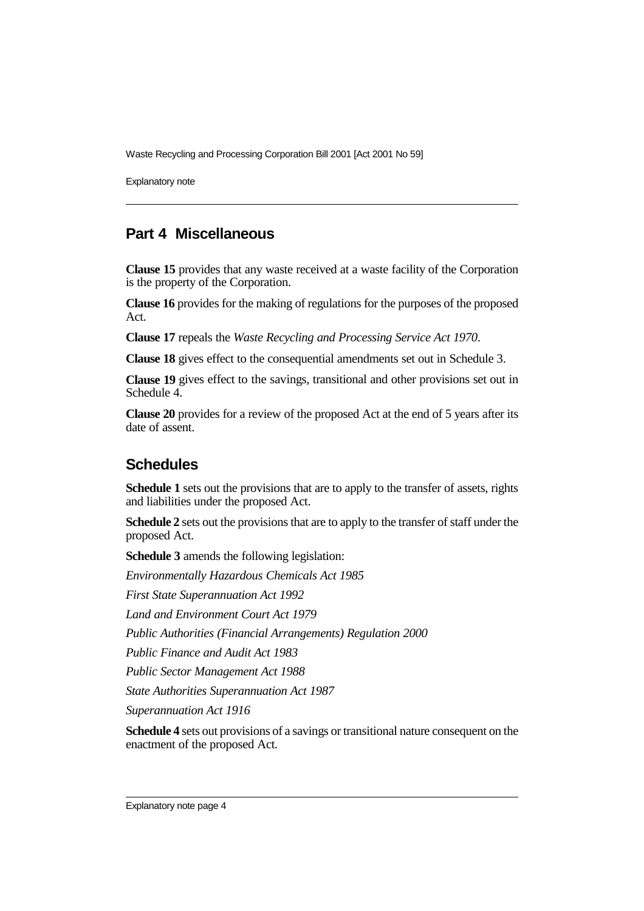## Part 4 Miscellaneous

**Clause 15** provides that any waste received at a waste facility of the Corporation is the property of the Corporation.

**Clause 16** provides for the making of regulations for the purposes of the proposed Act.

**Clause 17** repeals the *Waste Recycling and Processing Service Act 1970*.

**Clause 18** gives effect to the consequential amendments set out in Schedule 3.

**Clause 19** gives effect to the savings, transitional and other provisions set out in Schedule 4.

**Clause 20** provides for a review of the proposed Act at the end of 5 years after its date of assent.

## Schedules

**Schedule 1** sets out the provisions that are to apply to the transfer of assets, rights and liabilities under the proposed Act.

**Schedule 2** sets out the provisions that are to apply to the transfer of staff under the proposed Act.

**Schedule 3** amends the following legislation:

*Environmentally Hazardous Chemicals Act 1985*

*First State Superannuation Act 1992*

*Land and Environment Court Act 1979*

*Public Authorities (Financial Arrangements) Regulation 2000*

*Public Finance and Audit Act 1983*

*Public Sector Management Act 1988*

*State Authorities Superannuation Act 1987*

*Superannuation Act 1916*

**Schedule 4** sets out provisions of a savings or transitional nature consequent on the enactment of the proposed Act.